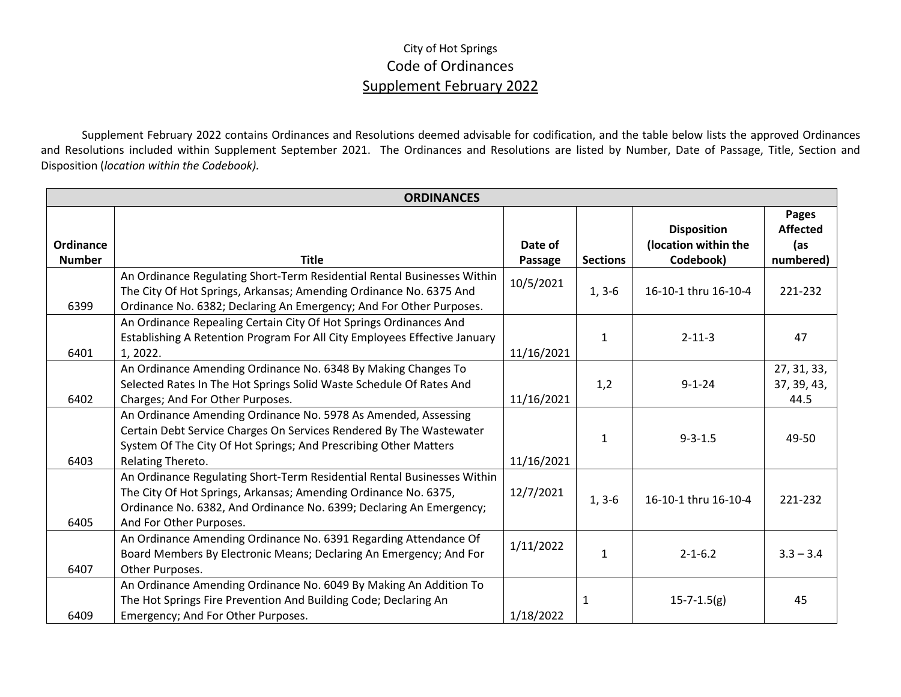City of Hot Springs

# Code of Ordinances

## Supplement February 2022

Supplement February 2022 contains Ordinances and Resolutions deemed advisable for codification, and the table below lists the approved Ordinances and Resolutions included within Supplement September 2021. The Ordinances and Resolutions are listed by Number, Date of Passage, Title, Section and Disposition (*location within the Codebook).*

| **ORDINANCES** | | | | | |
|---|---|---|---|---|---|
| **Ordinance Number** | **Title** | **Date of Passage** | **Sections** | **Disposition (location within the Codebook)** | **Pages Affected (as numbered)** |
| 6399 | An Ordinance Regulating Short-Term Residential Rental Businesses Within The City Of Hot Springs, Arkansas; Amending Ordinance No. 6375 And Ordinance No. 6382; Declaring An Emergency; And For Other Purposes. | 10/5/2021 | 1, 3-6 | 16-10-1 thru 16-10-4 | 221-232 |
| 6401 | An Ordinance Repealing Certain City Of Hot Springs Ordinances And Establishing A Retention Program For All City Employees Effective January 1, 2022. | 11/16/2021 | 1 | 2-11-3 | 47 |
| 6402 | An Ordinance Amending Ordinance No. 6348 By Making Changes To Selected Rates In The Hot Springs Solid Waste Schedule Of Rates And Charges; And For Other Purposes. | 11/16/2021 | 1,2 | 9-1-24 | 27, 31, 33, 37, 39, 43, 44.5 |
| 6403 | An Ordinance Amending Ordinance No. 5978 As Amended, Assessing Certain Debt Service Charges On Services Rendered By The Wastewater System Of The City Of Hot Springs; And Prescribing Other Matters Relating Thereto. | 11/16/2021 | 1 | 9-3-1.5 | 49-50 |
| 6405 | An Ordinance Regulating Short-Term Residential Rental Businesses Within The City Of Hot Springs, Arkansas; Amending Ordinance No. 6375, Ordinance No. 6382, And Ordinance No. 6399; Declaring An Emergency; And For Other Purposes. | 12/7/2021 | 1, 3-6 | 16-10-1 thru 16-10-4 | 221-232 |
| 6407 | An Ordinance Amending Ordinance No. 6391 Regarding Attendance Of Board Members By Electronic Means; Declaring An Emergency; And For Other Purposes. | 1/11/2022 | 1 | 2-1-6.2 | 3.3 – 3.4 |
| 6409 | An Ordinance Amending Ordinance No. 6049 By Making An Addition To The Hot Springs Fire Prevention And Building Code; Declaring An Emergency; And For Other Purposes. | 1/18/2022 | 1 | 15-7-1.5(g) | 45 |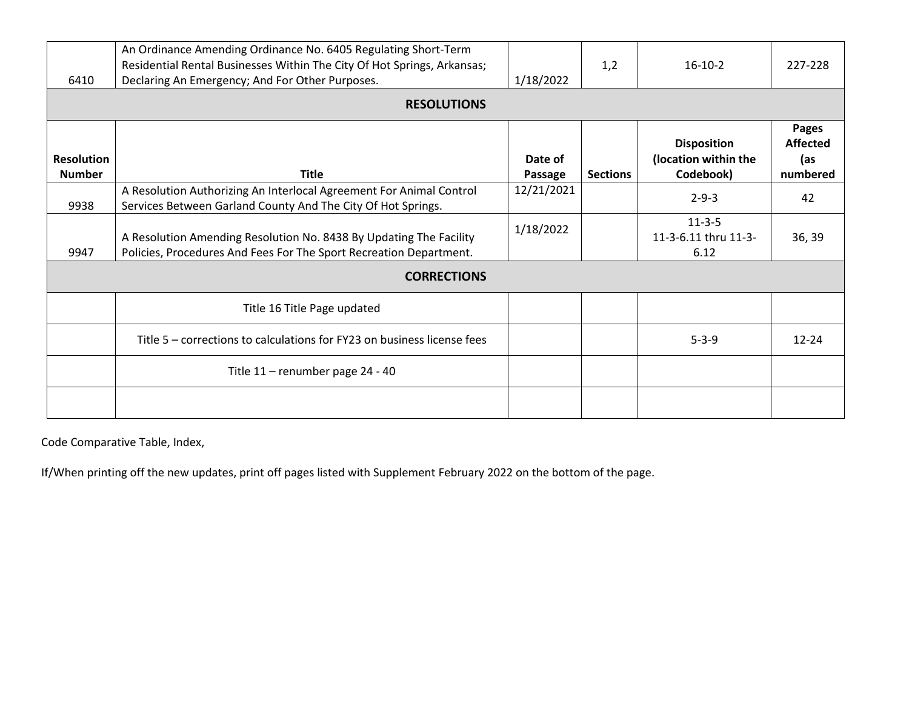| | | | | | |
|---|---|---|---|---|---|
| 6410 | An Ordinance Amending Ordinance No. 6405 Regulating Short-Term Residential Rental Businesses Within The City Of Hot Springs, Arkansas; Declaring An Emergency; And For Other Purposes. | 1/18/2022 | 1,2 | 16-10-2 | 227-228 |
| **RESOLUTIONS** | | | | | |
| **Resolution Number** | **Title** | **Date of Passage** | **Sections** | **Disposition (location within the Codebook)** | **Pages Affected (as numbered** |
| 9938 | A Resolution Authorizing An Interlocal Agreement For Animal Control Services Between Garland County And The City Of Hot Springs. | 12/21/2021 | | 2-9-3 | 42 |
| 9947 | A Resolution Amending Resolution No. 8438 By Updating The Facility Policies, Procedures And Fees For The Sport Recreation Department. | 1/18/2022 | | 11-3-5<br>11-3-6.11 thru 11-3-6.12 | 36, 39 |
| **CORRECTIONS** | | | | | |
| | Title 16 Title Page updated | | | | |
| | Title 5 – corrections to calculations for FY23 on business license fees | | | 5-3-9 | 12-24 |
| | Title 11 – renumber page 24 - 40 | | | | |
| | | | | | |

Code Comparative Table, Index,

If/When printing off the new updates, print off pages listed with Supplement February 2022 on the bottom of the page.